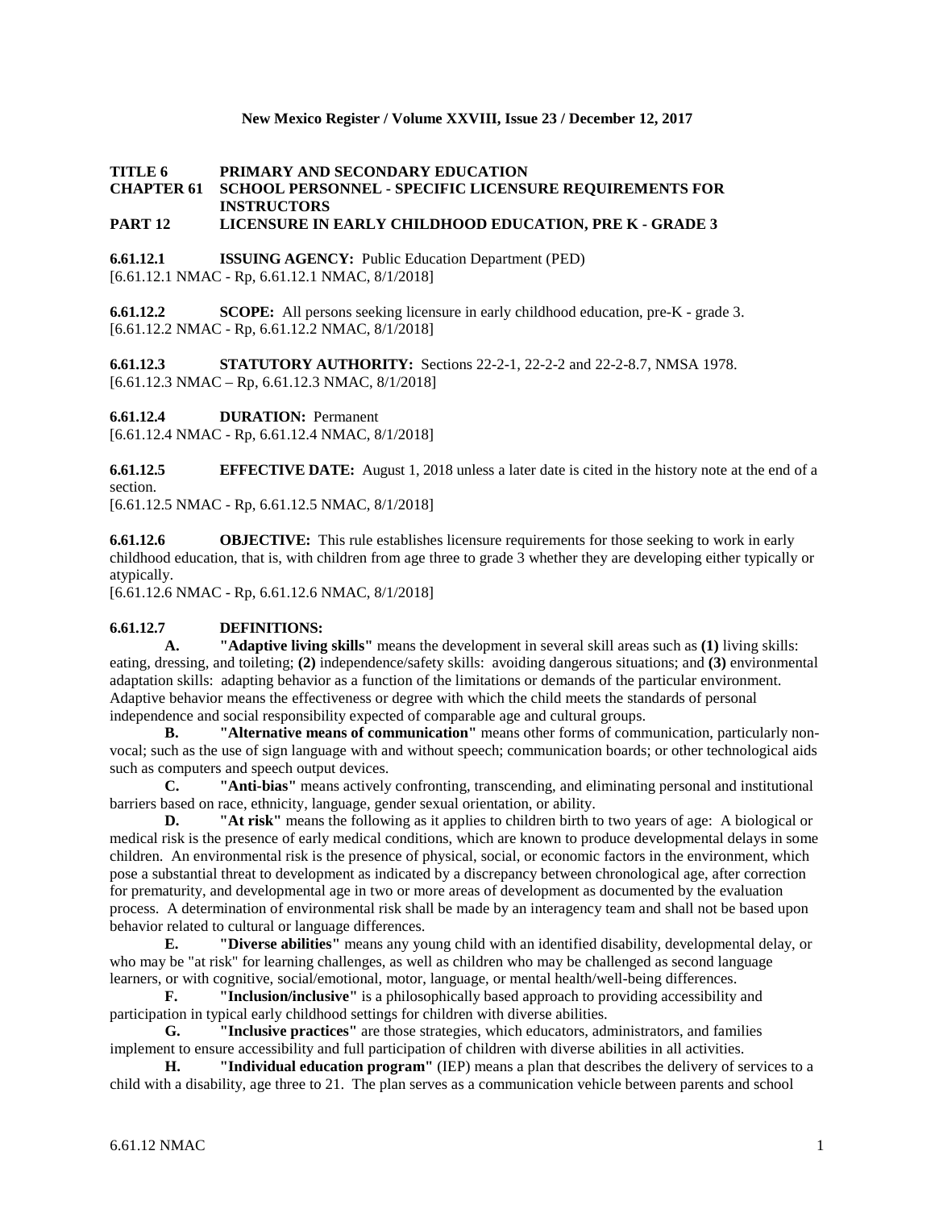**TITLE 6 PRIMARY AND SECONDARY EDUCATION**
**CHAPTER 61 SCHOOL PERSONNEL - SPECIFIC LICENSURE REQUIREMENTS FOR INSTRUCTORS**
**PART 12 LICENSURE IN EARLY CHILDHOOD EDUCATION, PRE K - GRADE 3**

**6.61.12.1 ISSUING AGENCY:** Public Education Department (PED)
[6.61.12.1 NMAC - Rp, 6.61.12.1 NMAC, 8/1/2018]

**6.61.12.2 SCOPE:** All persons seeking licensure in early childhood education, pre-K - grade 3.
[6.61.12.2 NMAC - Rp, 6.61.12.2 NMAC, 8/1/2018]

**6.61.12.3 STATUTORY AUTHORITY:** Sections 22-2-1, 22-2-2 and 22-2-8.7, NMSA 1978.
[6.61.12.3 NMAC – Rp, 6.61.12.3 NMAC, 8/1/2018]

**6.61.12.4 DURATION:** Permanent
[6.61.12.4 NMAC - Rp, 6.61.12.4 NMAC, 8/1/2018]

**6.61.12.5 EFFECTIVE DATE:** August 1, 2018 unless a later date is cited in the history note at the end of a section.
[6.61.12.5 NMAC - Rp, 6.61.12.5 NMAC, 8/1/2018]

**6.61.12.6 OBJECTIVE:** This rule establishes licensure requirements for those seeking to work in early childhood education, that is, with children from age three to grade 3 whether they are developing either typically or atypically.
[6.61.12.6 NMAC - Rp, 6.61.12.6 NMAC, 8/1/2018]

**6.61.12.7 DEFINITIONS:**

**A. "Adaptive living skills"** means the development in several skill areas such as **(1)** living skills: eating, dressing, and toileting; **(2)** independence/safety skills: avoiding dangerous situations; and **(3)** environmental adaptation skills: adapting behavior as a function of the limitations or demands of the particular environment. Adaptive behavior means the effectiveness or degree with which the child meets the standards of personal independence and social responsibility expected of comparable age and cultural groups.

**B. "Alternative means of communication"** means other forms of communication, particularly non-vocal; such as the use of sign language with and without speech; communication boards; or other technological aids such as computers and speech output devices.

**C. "Anti-bias"** means actively confronting, transcending, and eliminating personal and institutional barriers based on race, ethnicity, language, gender sexual orientation, or ability.

**D. "At risk"** means the following as it applies to children birth to two years of age: A biological or medical risk is the presence of early medical conditions, which are known to produce developmental delays in some children. An environmental risk is the presence of physical, social, or economic factors in the environment, which pose a substantial threat to development as indicated by a discrepancy between chronological age, after correction for prematurity, and developmental age in two or more areas of development as documented by the evaluation process. A determination of environmental risk shall be made by an interagency team and shall not be based upon behavior related to cultural or language differences.

**E. "Diverse abilities"** means any young child with an identified disability, developmental delay, or who may be "at risk" for learning challenges, as well as children who may be challenged as second language learners, or with cognitive, social/emotional, motor, language, or mental health/well-being differences.

**F. "Inclusion/inclusive"** is a philosophically based approach to providing accessibility and participation in typical early childhood settings for children with diverse abilities.

**G. "Inclusive practices"** are those strategies, which educators, administrators, and families implement to ensure accessibility and full participation of children with diverse abilities in all activities.

**H. "Individual education program"** (IEP) means a plan that describes the delivery of services to a child with a disability, age three to 21. The plan serves as a communication vehicle between parents and school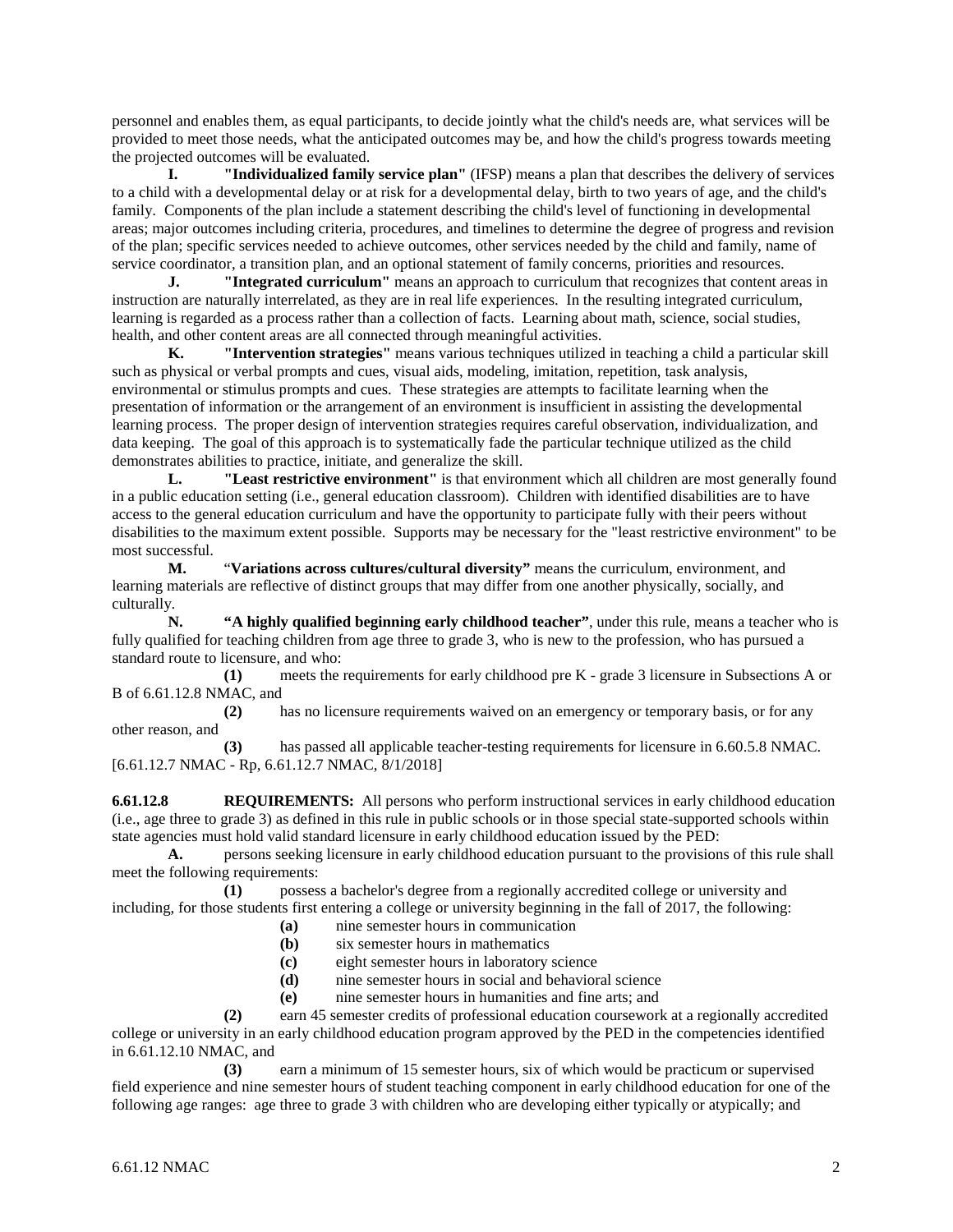personnel and enables them, as equal participants, to decide jointly what the child's needs are, what services will be provided to meet those needs, what the anticipated outcomes may be, and how the child's progress towards meeting the projected outcomes will be evaluated.

**I. "Individualized family service plan"** (IFSP) means a plan that describes the delivery of services to a child with a developmental delay or at risk for a developmental delay, birth to two years of age, and the child's family. Components of the plan include a statement describing the child's level of functioning in developmental areas; major outcomes including criteria, procedures, and timelines to determine the degree of progress and revision of the plan; specific services needed to achieve outcomes, other services needed by the child and family, name of service coordinator, a transition plan, and an optional statement of family concerns, priorities and resources.

**J. "Integrated curriculum"** means an approach to curriculum that recognizes that content areas in instruction are naturally interrelated, as they are in real life experiences. In the resulting integrated curriculum, learning is regarded as a process rather than a collection of facts. Learning about math, science, social studies, health, and other content areas are all connected through meaningful activities.

**K. "Intervention strategies"** means various techniques utilized in teaching a child a particular skill such as physical or verbal prompts and cues, visual aids, modeling, imitation, repetition, task analysis, environmental or stimulus prompts and cues. These strategies are attempts to facilitate learning when the presentation of information or the arrangement of an environment is insufficient in assisting the developmental learning process. The proper design of intervention strategies requires careful observation, individualization, and data keeping. The goal of this approach is to systematically fade the particular technique utilized as the child demonstrates abilities to practice, initiate, and generalize the skill.

**L. "Least restrictive environment"** is that environment which all children are most generally found in a public education setting (i.e., general education classroom). Children with identified disabilities are to have access to the general education curriculum and have the opportunity to participate fully with their peers without disabilities to the maximum extent possible. Supports may be necessary for the "least restrictive environment" to be most successful.

**M.** "**Variations across cultures/cultural diversity"** means the curriculum, environment, and learning materials are reflective of distinct groups that may differ from one another physically, socially, and culturally.

**N. "A highly qualified beginning early childhood teacher"**, under this rule, means a teacher who is fully qualified for teaching children from age three to grade 3, who is new to the profession, who has pursued a standard route to licensure, and who:

**(1)** meets the requirements for early childhood pre K - grade 3 licensure in Subsections A or B of 6.61.12.8 NMAC, and

**(2)** has no licensure requirements waived on an emergency or temporary basis, or for any other reason, and

**(3)** has passed all applicable teacher-testing requirements for licensure in 6.60.5.8 NMAC.

[6.61.12.7 NMAC - Rp, 6.61.12.7 NMAC, 8/1/2018]

**6.61.12.8 REQUIREMENTS:** All persons who perform instructional services in early childhood education (i.e., age three to grade 3) as defined in this rule in public schools or in those special state-supported schools within state agencies must hold valid standard licensure in early childhood education issued by the PED:

**A.** persons seeking licensure in early childhood education pursuant to the provisions of this rule shall meet the following requirements:

**(1)** possess a bachelor's degree from a regionally accredited college or university and including, for those students first entering a college or university beginning in the fall of 2017, the following:

**(a)** nine semester hours in communication

**(b)** six semester hours in mathematics

**(c)** eight semester hours in laboratory science

**(d)** nine semester hours in social and behavioral science

**(e)** nine semester hours in humanities and fine arts; and

**(2)** earn 45 semester credits of professional education coursework at a regionally accredited college or university in an early childhood education program approved by the PED in the competencies identified in 6.61.12.10 NMAC, and

**(3)** earn a minimum of 15 semester hours, six of which would be practicum or supervised field experience and nine semester hours of student teaching component in early childhood education for one of the following age ranges: age three to grade 3 with children who are developing either typically or atypically; and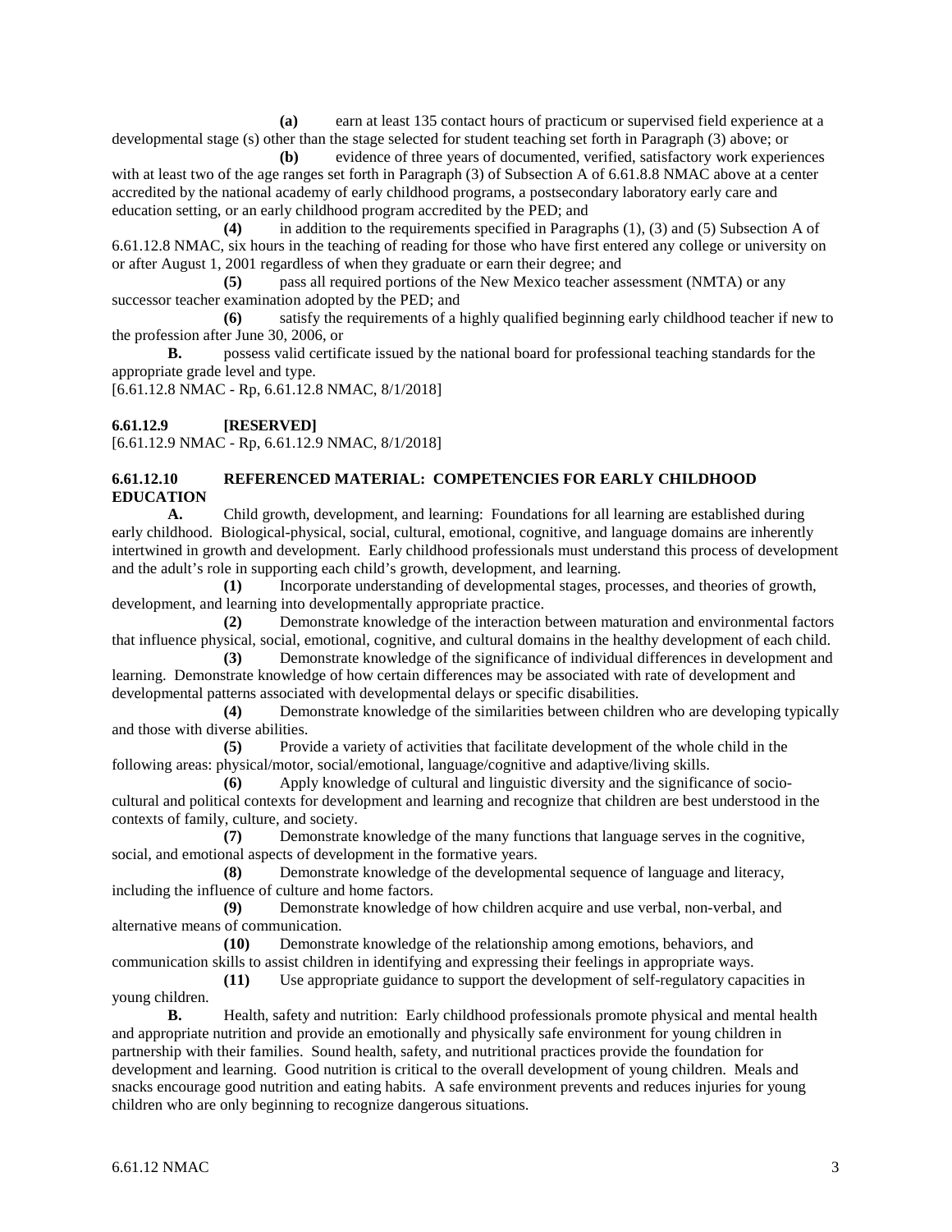**(a)** earn at least 135 contact hours of practicum or supervised field experience at a developmental stage (s) other than the stage selected for student teaching set forth in Paragraph (3) above; or

**(b)** evidence of three years of documented, verified, satisfactory work experiences with at least two of the age ranges set forth in Paragraph (3) of Subsection A of 6.61.8.8 NMAC above at a center accredited by the national academy of early childhood programs, a postsecondary laboratory early care and education setting, or an early childhood program accredited by the PED; and

**(4)** in addition to the requirements specified in Paragraphs (1), (3) and (5) Subsection A of 6.61.12.8 NMAC, six hours in the teaching of reading for those who have first entered any college or university on or after August 1, 2001 regardless of when they graduate or earn their degree; and

**(5)** pass all required portions of the New Mexico teacher assessment (NMTA) or any successor teacher examination adopted by the PED; and

**(6)** satisfy the requirements of a highly qualified beginning early childhood teacher if new to the profession after June 30, 2006, or

**B.** possess valid certificate issued by the national board for professional teaching standards for the appropriate grade level and type.

[6.61.12.8 NMAC - Rp, 6.61.12.8 NMAC, 8/1/2018]

**6.61.12.9 [RESERVED]**

[6.61.12.9 NMAC - Rp, 6.61.12.9 NMAC, 8/1/2018]

**6.61.12.10 REFERENCED MATERIAL: COMPETENCIES FOR EARLY CHILDHOOD EDUCATION**

**A.** Child growth, development, and learning: Foundations for all learning are established during early childhood. Biological-physical, social, cultural, emotional, cognitive, and language domains are inherently intertwined in growth and development. Early childhood professionals must understand this process of development and the adult's role in supporting each child's growth, development, and learning.

**(1)** Incorporate understanding of developmental stages, processes, and theories of growth, development, and learning into developmentally appropriate practice.

**(2)** Demonstrate knowledge of the interaction between maturation and environmental factors that influence physical, social, emotional, cognitive, and cultural domains in the healthy development of each child.

**(3)** Demonstrate knowledge of the significance of individual differences in development and learning. Demonstrate knowledge of how certain differences may be associated with rate of development and developmental patterns associated with developmental delays or specific disabilities.

**(4)** Demonstrate knowledge of the similarities between children who are developing typically and those with diverse abilities.

**(5)** Provide a variety of activities that facilitate development of the whole child in the following areas: physical/motor, social/emotional, language/cognitive and adaptive/living skills.

**(6)** Apply knowledge of cultural and linguistic diversity and the significance of socio-cultural and political contexts for development and learning and recognize that children are best understood in the contexts of family, culture, and society.

**(7)** Demonstrate knowledge of the many functions that language serves in the cognitive, social, and emotional aspects of development in the formative years.

**(8)** Demonstrate knowledge of the developmental sequence of language and literacy, including the influence of culture and home factors.

**(9)** Demonstrate knowledge of how children acquire and use verbal, non-verbal, and alternative means of communication.

**(10)** Demonstrate knowledge of the relationship among emotions, behaviors, and communication skills to assist children in identifying and expressing their feelings in appropriate ways.

**(11)** Use appropriate guidance to support the development of self-regulatory capacities in young children.

**B.** Health, safety and nutrition: Early childhood professionals promote physical and mental health and appropriate nutrition and provide an emotionally and physically safe environment for young children in partnership with their families. Sound health, safety, and nutritional practices provide the foundation for development and learning. Good nutrition is critical to the overall development of young children. Meals and snacks encourage good nutrition and eating habits. A safe environment prevents and reduces injuries for young children who are only beginning to recognize dangerous situations.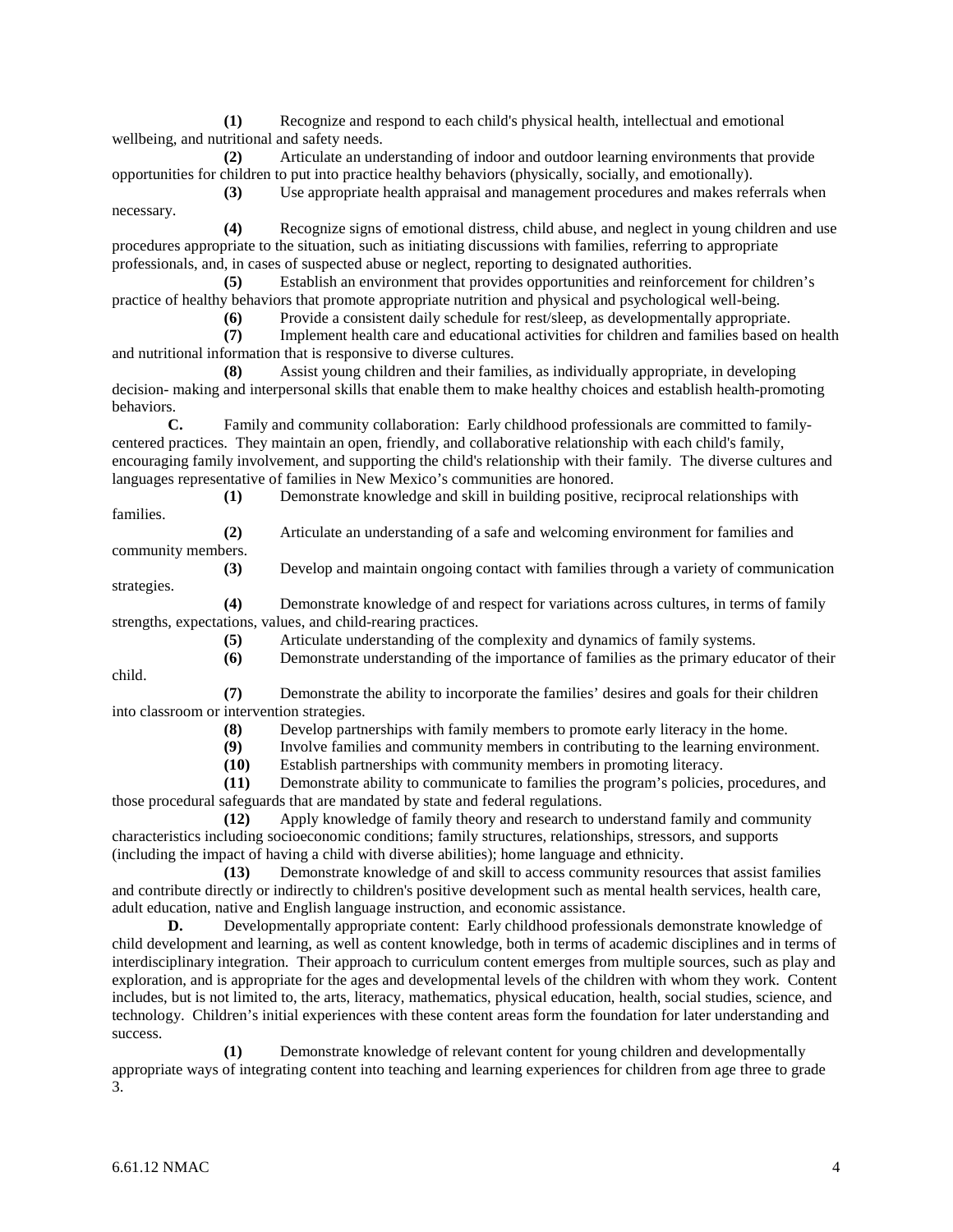**(1)** Recognize and respond to each child's physical health, intellectual and emotional wellbeing, and nutritional and safety needs.

**(2)** Articulate an understanding of indoor and outdoor learning environments that provide opportunities for children to put into practice healthy behaviors (physically, socially, and emotionally).

**(3)** Use appropriate health appraisal and management procedures and makes referrals when necessary.

**(4)** Recognize signs of emotional distress, child abuse, and neglect in young children and use procedures appropriate to the situation, such as initiating discussions with families, referring to appropriate professionals, and, in cases of suspected abuse or neglect, reporting to designated authorities.

**(5)** Establish an environment that provides opportunities and reinforcement for children's practice of healthy behaviors that promote appropriate nutrition and physical and psychological well-being.

**(6)** Provide a consistent daily schedule for rest/sleep, as developmentally appropriate.

**(7)** Implement health care and educational activities for children and families based on health and nutritional information that is responsive to diverse cultures.

**(8)** Assist young children and their families, as individually appropriate, in developing decision- making and interpersonal skills that enable them to make healthy choices and establish health-promoting behaviors.

**C.** Family and community collaboration: Early childhood professionals are committed to family-centered practices. They maintain an open, friendly, and collaborative relationship with each child's family, encouraging family involvement, and supporting the child's relationship with their family. The diverse cultures and languages representative of families in New Mexico's communities are honored.

**(1)** Demonstrate knowledge and skill in building positive, reciprocal relationships with families.

**(2)** Articulate an understanding of a safe and welcoming environment for families and community members.

**(3)** Develop and maintain ongoing contact with families through a variety of communication strategies.

**(4)** Demonstrate knowledge of and respect for variations across cultures, in terms of family strengths, expectations, values, and child-rearing practices.

**(5)** Articulate understanding of the complexity and dynamics of family systems.

**(6)** Demonstrate understanding of the importance of families as the primary educator of their child.

**(7)** Demonstrate the ability to incorporate the families' desires and goals for their children into classroom or intervention strategies.

**(8)** Develop partnerships with family members to promote early literacy in the home.

**(9)** Involve families and community members in contributing to the learning environment.

**(10)** Establish partnerships with community members in promoting literacy.

**(11)** Demonstrate ability to communicate to families the program's policies, procedures, and those procedural safeguards that are mandated by state and federal regulations.

**(12)** Apply knowledge of family theory and research to understand family and community characteristics including socioeconomic conditions; family structures, relationships, stressors, and supports (including the impact of having a child with diverse abilities); home language and ethnicity.

**(13)** Demonstrate knowledge of and skill to access community resources that assist families and contribute directly or indirectly to children's positive development such as mental health services, health care, adult education, native and English language instruction, and economic assistance.

**D.** Developmentally appropriate content: Early childhood professionals demonstrate knowledge of child development and learning, as well as content knowledge, both in terms of academic disciplines and in terms of interdisciplinary integration. Their approach to curriculum content emerges from multiple sources, such as play and exploration, and is appropriate for the ages and developmental levels of the children with whom they work. Content includes, but is not limited to, the arts, literacy, mathematics, physical education, health, social studies, science, and technology. Children's initial experiences with these content areas form the foundation for later understanding and success.

**(1)** Demonstrate knowledge of relevant content for young children and developmentally appropriate ways of integrating content into teaching and learning experiences for children from age three to grade 3.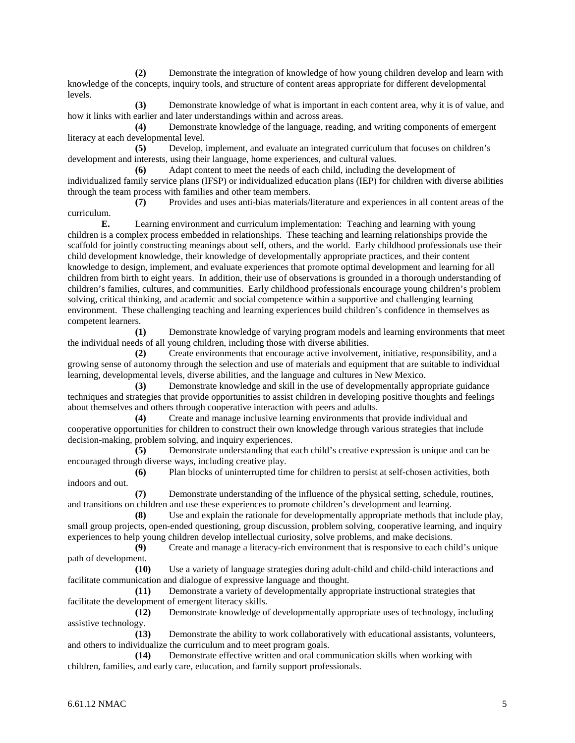**(2)** Demonstrate the integration of knowledge of how young children develop and learn with knowledge of the concepts, inquiry tools, and structure of content areas appropriate for different developmental levels.

**(3)** Demonstrate knowledge of what is important in each content area, why it is of value, and how it links with earlier and later understandings within and across areas.

**(4)** Demonstrate knowledge of the language, reading, and writing components of emergent literacy at each developmental level.

**(5)** Develop, implement, and evaluate an integrated curriculum that focuses on children's development and interests, using their language, home experiences, and cultural values.

**(6)** Adapt content to meet the needs of each child, including the development of individualized family service plans (IFSP) or individualized education plans (IEP) for children with diverse abilities through the team process with families and other team members.

**(7)** Provides and uses anti-bias materials/literature and experiences in all content areas of the curriculum.

**E.** Learning environment and curriculum implementation: Teaching and learning with young children is a complex process embedded in relationships. These teaching and learning relationships provide the scaffold for jointly constructing meanings about self, others, and the world. Early childhood professionals use their child development knowledge, their knowledge of developmentally appropriate practices, and their content knowledge to design, implement, and evaluate experiences that promote optimal development and learning for all children from birth to eight years. In addition, their use of observations is grounded in a thorough understanding of children's families, cultures, and communities. Early childhood professionals encourage young children's problem solving, critical thinking, and academic and social competence within a supportive and challenging learning environment. These challenging teaching and learning experiences build children's confidence in themselves as competent learners.

**(1)** Demonstrate knowledge of varying program models and learning environments that meet the individual needs of all young children, including those with diverse abilities.

**(2)** Create environments that encourage active involvement, initiative, responsibility, and a growing sense of autonomy through the selection and use of materials and equipment that are suitable to individual learning, developmental levels, diverse abilities, and the language and cultures in New Mexico.

**(3)** Demonstrate knowledge and skill in the use of developmentally appropriate guidance techniques and strategies that provide opportunities to assist children in developing positive thoughts and feelings about themselves and others through cooperative interaction with peers and adults.

**(4)** Create and manage inclusive learning environments that provide individual and cooperative opportunities for children to construct their own knowledge through various strategies that include decision-making, problem solving, and inquiry experiences.

**(5)** Demonstrate understanding that each child's creative expression is unique and can be encouraged through diverse ways, including creative play.

**(6)** Plan blocks of uninterrupted time for children to persist at self-chosen activities, both indoors and out.

**(7)** Demonstrate understanding of the influence of the physical setting, schedule, routines, and transitions on children and use these experiences to promote children's development and learning.

**(8)** Use and explain the rationale for developmentally appropriate methods that include play, small group projects, open-ended questioning, group discussion, problem solving, cooperative learning, and inquiry experiences to help young children develop intellectual curiosity, solve problems, and make decisions.

**(9)** Create and manage a literacy-rich environment that is responsive to each child's unique path of development.

**(10)** Use a variety of language strategies during adult-child and child-child interactions and facilitate communication and dialogue of expressive language and thought.

**(11)** Demonstrate a variety of developmentally appropriate instructional strategies that facilitate the development of emergent literacy skills.

**(12)** Demonstrate knowledge of developmentally appropriate uses of technology, including assistive technology.

**(13)** Demonstrate the ability to work collaboratively with educational assistants, volunteers, and others to individualize the curriculum and to meet program goals.

**(14)** Demonstrate effective written and oral communication skills when working with children, families, and early care, education, and family support professionals.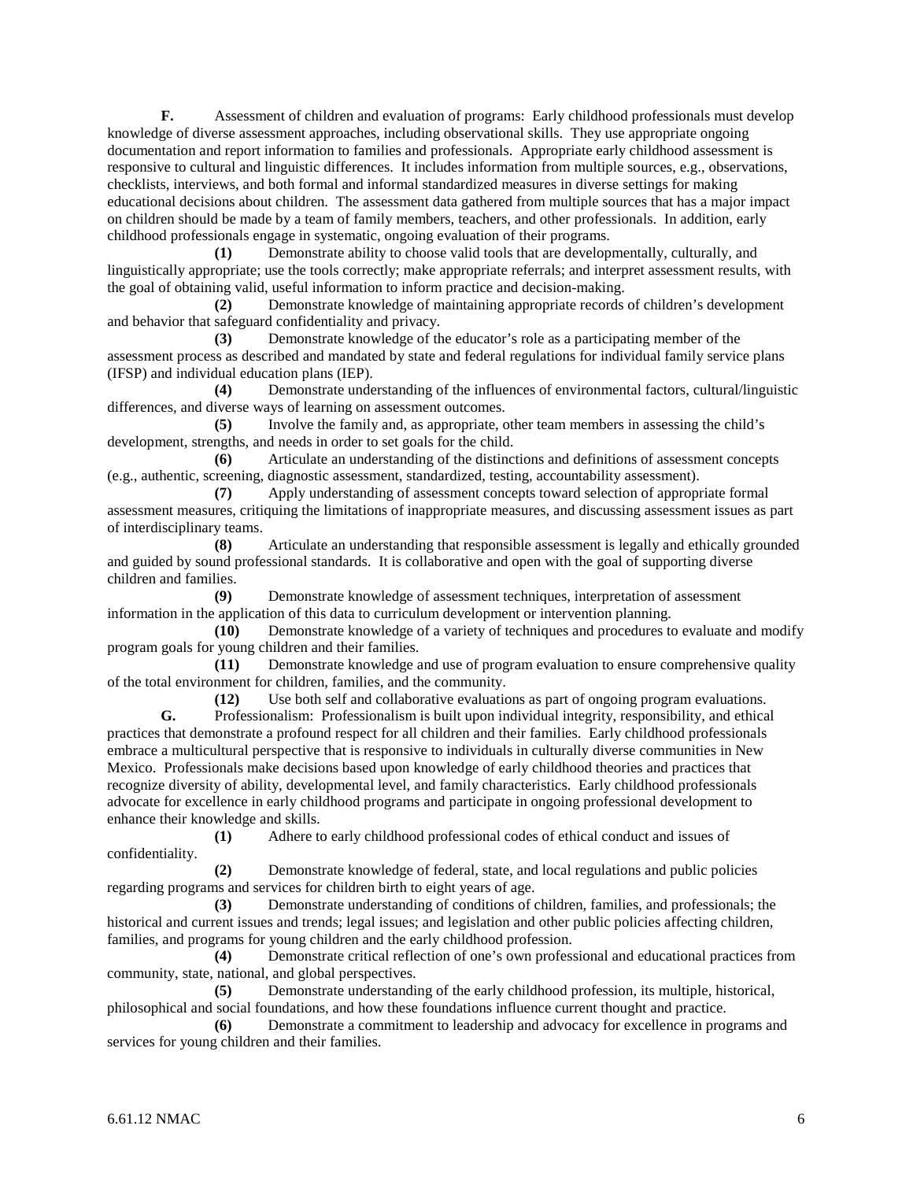**F.** Assessment of children and evaluation of programs: Early childhood professionals must develop knowledge of diverse assessment approaches, including observational skills. They use appropriate ongoing documentation and report information to families and professionals. Appropriate early childhood assessment is responsive to cultural and linguistic differences. It includes information from multiple sources, e.g., observations, checklists, interviews, and both formal and informal standardized measures in diverse settings for making educational decisions about children. The assessment data gathered from multiple sources that has a major impact on children should be made by a team of family members, teachers, and other professionals. In addition, early childhood professionals engage in systematic, ongoing evaluation of their programs.

**(1)** Demonstrate ability to choose valid tools that are developmentally, culturally, and linguistically appropriate; use the tools correctly; make appropriate referrals; and interpret assessment results, with the goal of obtaining valid, useful information to inform practice and decision-making.

**(2)** Demonstrate knowledge of maintaining appropriate records of children's development and behavior that safeguard confidentiality and privacy.

**(3)** Demonstrate knowledge of the educator's role as a participating member of the assessment process as described and mandated by state and federal regulations for individual family service plans (IFSP) and individual education plans (IEP).

**(4)** Demonstrate understanding of the influences of environmental factors, cultural/linguistic differences, and diverse ways of learning on assessment outcomes.

**(5)** Involve the family and, as appropriate, other team members in assessing the child's development, strengths, and needs in order to set goals for the child.

**(6)** Articulate an understanding of the distinctions and definitions of assessment concepts (e.g., authentic, screening, diagnostic assessment, standardized, testing, accountability assessment).

**(7)** Apply understanding of assessment concepts toward selection of appropriate formal assessment measures, critiquing the limitations of inappropriate measures, and discussing assessment issues as part of interdisciplinary teams.

**(8)** Articulate an understanding that responsible assessment is legally and ethically grounded and guided by sound professional standards. It is collaborative and open with the goal of supporting diverse children and families.

**(9)** Demonstrate knowledge of assessment techniques, interpretation of assessment information in the application of this data to curriculum development or intervention planning.

**(10)** Demonstrate knowledge of a variety of techniques and procedures to evaluate and modify program goals for young children and their families.

**(11)** Demonstrate knowledge and use of program evaluation to ensure comprehensive quality of the total environment for children, families, and the community.

**(12)** Use both self and collaborative evaluations as part of ongoing program evaluations.

**G.** Professionalism: Professionalism is built upon individual integrity, responsibility, and ethical practices that demonstrate a profound respect for all children and their families. Early childhood professionals embrace a multicultural perspective that is responsive to individuals in culturally diverse communities in New Mexico. Professionals make decisions based upon knowledge of early childhood theories and practices that recognize diversity of ability, developmental level, and family characteristics. Early childhood professionals advocate for excellence in early childhood programs and participate in ongoing professional development to enhance their knowledge and skills.

**(1)** Adhere to early childhood professional codes of ethical conduct and issues of confidentiality.

**(2)** Demonstrate knowledge of federal, state, and local regulations and public policies regarding programs and services for children birth to eight years of age.

**(3)** Demonstrate understanding of conditions of children, families, and professionals; the historical and current issues and trends; legal issues; and legislation and other public policies affecting children, families, and programs for young children and the early childhood profession.

**(4)** Demonstrate critical reflection of one's own professional and educational practices from community, state, national, and global perspectives.

**(5)** Demonstrate understanding of the early childhood profession, its multiple, historical, philosophical and social foundations, and how these foundations influence current thought and practice.

**(6)** Demonstrate a commitment to leadership and advocacy for excellence in programs and services for young children and their families.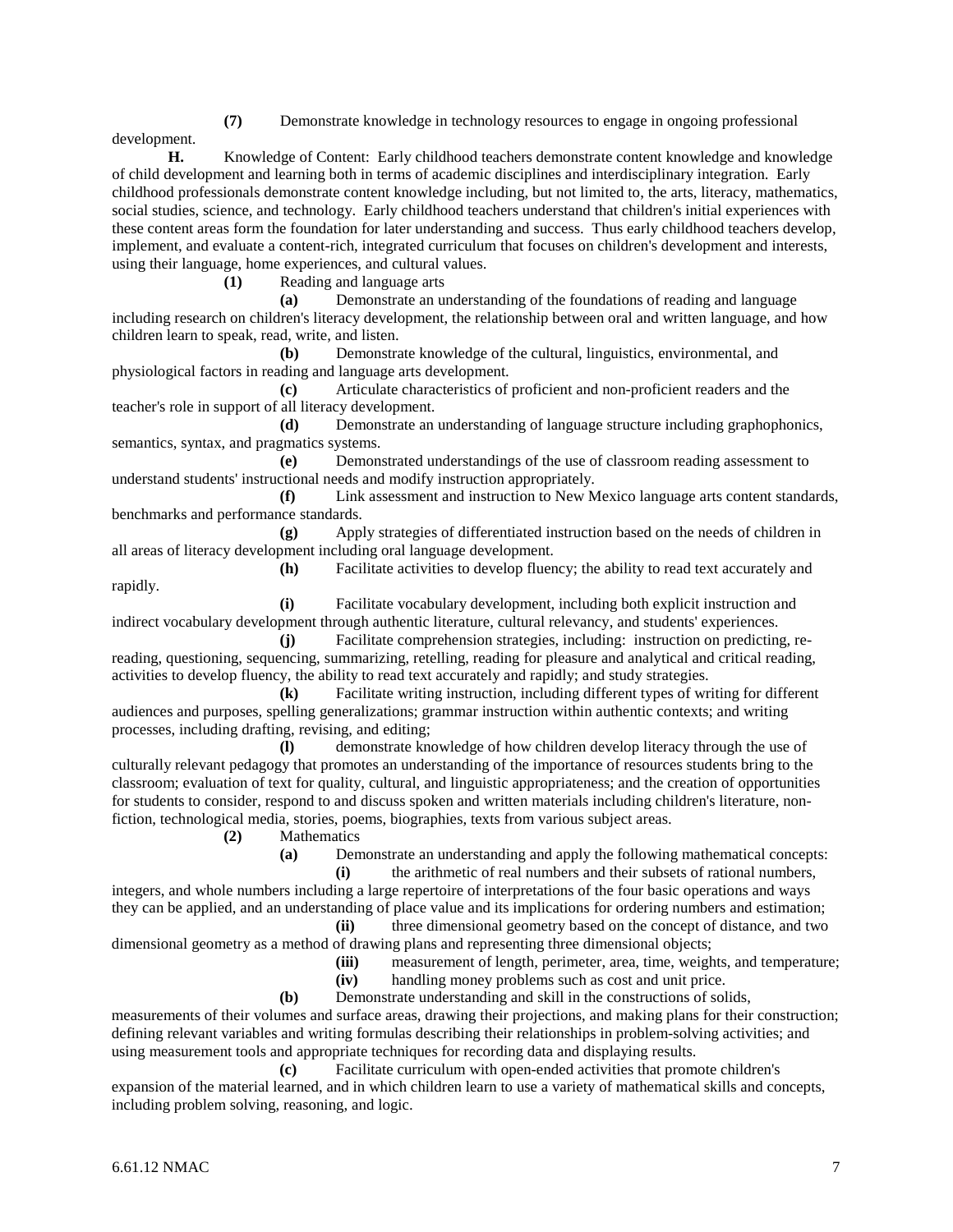**(7)** Demonstrate knowledge in technology resources to engage in ongoing professional development.

**H.** Knowledge of Content: Early childhood teachers demonstrate content knowledge and knowledge of child development and learning both in terms of academic disciplines and interdisciplinary integration. Early childhood professionals demonstrate content knowledge including, but not limited to, the arts, literacy, mathematics, social studies, science, and technology. Early childhood teachers understand that children's initial experiences with these content areas form the foundation for later understanding and success. Thus early childhood teachers develop, implement, and evaluate a content-rich, integrated curriculum that focuses on children's development and interests, using their language, home experiences, and cultural values.

**(1)** Reading and language arts

**(a)** Demonstrate an understanding of the foundations of reading and language including research on children's literacy development, the relationship between oral and written language, and how children learn to speak, read, write, and listen.

**(b)** Demonstrate knowledge of the cultural, linguistics, environmental, and physiological factors in reading and language arts development.

**(c)** Articulate characteristics of proficient and non-proficient readers and the teacher's role in support of all literacy development.

**(d)** Demonstrate an understanding of language structure including graphophonics, semantics, syntax, and pragmatics systems.

**(e)** Demonstrated understandings of the use of classroom reading assessment to understand students' instructional needs and modify instruction appropriately.

**(f)** Link assessment and instruction to New Mexico language arts content standards, benchmarks and performance standards.

**(g)** Apply strategies of differentiated instruction based on the needs of children in all areas of literacy development including oral language development.

**(h)** Facilitate activities to develop fluency; the ability to read text accurately and rapidly.

**(i)** Facilitate vocabulary development, including both explicit instruction and indirect vocabulary development through authentic literature, cultural relevancy, and students' experiences.

**(j)** Facilitate comprehension strategies, including: instruction on predicting, re-reading, questioning, sequencing, summarizing, retelling, reading for pleasure and analytical and critical reading, activities to develop fluency, the ability to read text accurately and rapidly; and study strategies.

**(k)** Facilitate writing instruction, including different types of writing for different audiences and purposes, spelling generalizations; grammar instruction within authentic contexts; and writing processes, including drafting, revising, and editing;

**(l)** demonstrate knowledge of how children develop literacy through the use of culturally relevant pedagogy that promotes an understanding of the importance of resources students bring to the classroom; evaluation of text for quality, cultural, and linguistic appropriateness; and the creation of opportunities for students to consider, respond to and discuss spoken and written materials including children's literature, non-fiction, technological media, stories, poems, biographies, texts from various subject areas.

**(2)** Mathematics

**(a)** Demonstrate an understanding and apply the following mathematical concepts:

**(i)** the arithmetic of real numbers and their subsets of rational numbers, integers, and whole numbers including a large repertoire of interpretations of the four basic operations and ways they can be applied, and an understanding of place value and its implications for ordering numbers and estimation;

**(ii)** three dimensional geometry based on the concept of distance, and two dimensional geometry as a method of drawing plans and representing three dimensional objects;

**(iii)** measurement of length, perimeter, area, time, weights, and temperature;

**(iv)** handling money problems such as cost and unit price.

**(b)** Demonstrate understanding and skill in the constructions of solids, measurements of their volumes and surface areas, drawing their projections, and making plans for their construction; defining relevant variables and writing formulas describing their relationships in problem-solving activities; and using measurement tools and appropriate techniques for recording data and displaying results.

**(c)** Facilitate curriculum with open-ended activities that promote children's expansion of the material learned, and in which children learn to use a variety of mathematical skills and concepts, including problem solving, reasoning, and logic.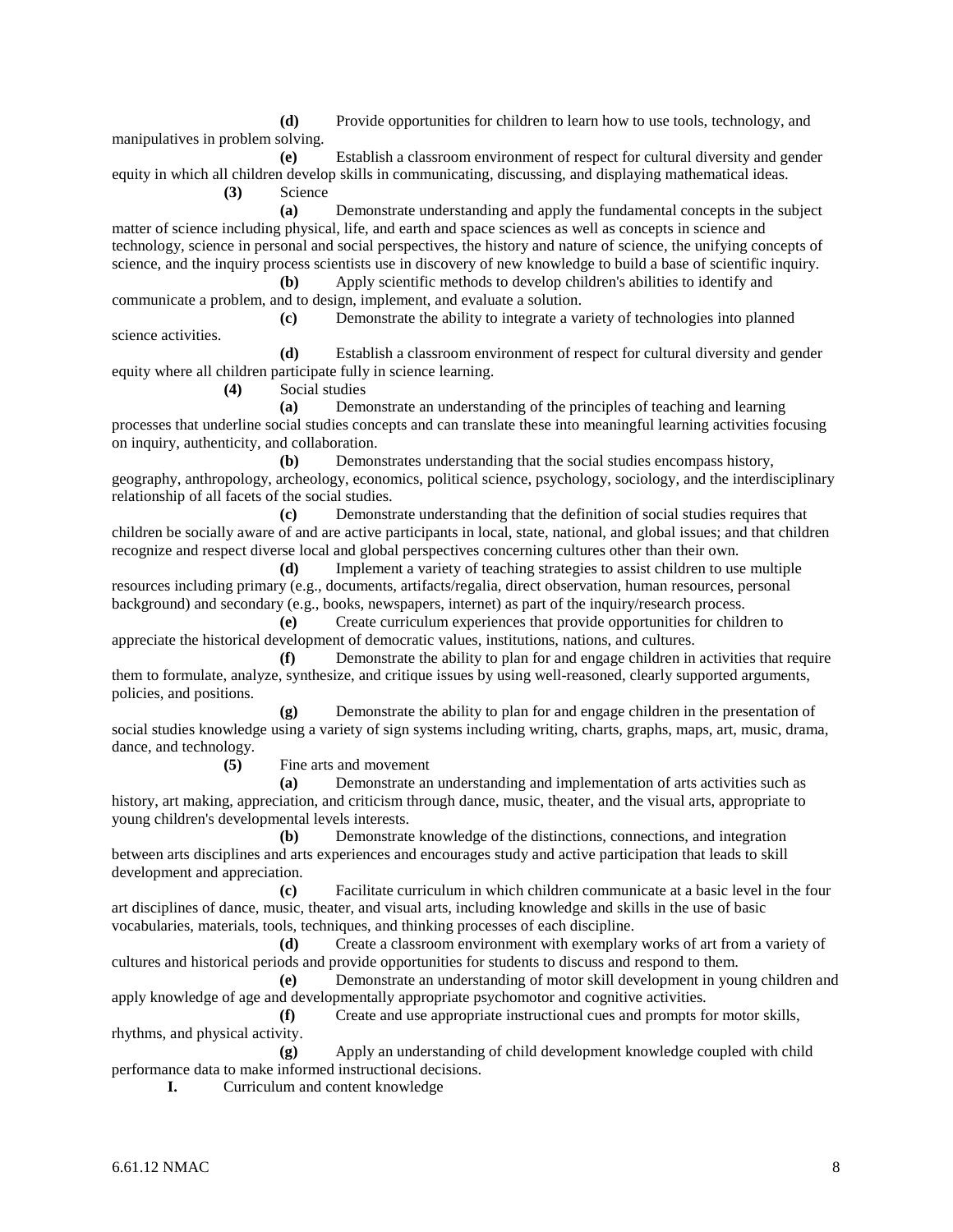**(d)** Provide opportunities for children to learn how to use tools, technology, and manipulatives in problem solving.

**(e)** Establish a classroom environment of respect for cultural diversity and gender equity in which all children develop skills in communicating, discussing, and displaying mathematical ideas.

**(3)** Science

**(a)** Demonstrate understanding and apply the fundamental concepts in the subject matter of science including physical, life, and earth and space sciences as well as concepts in science and technology, science in personal and social perspectives, the history and nature of science, the unifying concepts of science, and the inquiry process scientists use in discovery of new knowledge to build a base of scientific inquiry.

**(b)** Apply scientific methods to develop children's abilities to identify and communicate a problem, and to design, implement, and evaluate a solution.

**(c)** Demonstrate the ability to integrate a variety of technologies into planned science activities.

**(d)** Establish a classroom environment of respect for cultural diversity and gender equity where all children participate fully in science learning.

**(4)** Social studies

**(a)** Demonstrate an understanding of the principles of teaching and learning processes that underline social studies concepts and can translate these into meaningful learning activities focusing on inquiry, authenticity, and collaboration.

**(b)** Demonstrates understanding that the social studies encompass history, geography, anthropology, archeology, economics, political science, psychology, sociology, and the interdisciplinary relationship of all facets of the social studies.

**(c)** Demonstrate understanding that the definition of social studies requires that children be socially aware of and are active participants in local, state, national, and global issues; and that children recognize and respect diverse local and global perspectives concerning cultures other than their own.

**(d)** Implement a variety of teaching strategies to assist children to use multiple resources including primary (e.g., documents, artifacts/regalia, direct observation, human resources, personal background) and secondary (e.g., books, newspapers, internet) as part of the inquiry/research process.

**(e)** Create curriculum experiences that provide opportunities for children to appreciate the historical development of democratic values, institutions, nations, and cultures.

**(f)** Demonstrate the ability to plan for and engage children in activities that require them to formulate, analyze, synthesize, and critique issues by using well-reasoned, clearly supported arguments, policies, and positions.

**(g)** Demonstrate the ability to plan for and engage children in the presentation of social studies knowledge using a variety of sign systems including writing, charts, graphs, maps, art, music, drama, dance, and technology.

**(5)** Fine arts and movement

**(a)** Demonstrate an understanding and implementation of arts activities such as history, art making, appreciation, and criticism through dance, music, theater, and the visual arts, appropriate to young children's developmental levels interests.

**(b)** Demonstrate knowledge of the distinctions, connections, and integration between arts disciplines and arts experiences and encourages study and active participation that leads to skill development and appreciation.

**(c)** Facilitate curriculum in which children communicate at a basic level in the four art disciplines of dance, music, theater, and visual arts, including knowledge and skills in the use of basic vocabularies, materials, tools, techniques, and thinking processes of each discipline.

**(d)** Create a classroom environment with exemplary works of art from a variety of cultures and historical periods and provide opportunities for students to discuss and respond to them.

**(e)** Demonstrate an understanding of motor skill development in young children and apply knowledge of age and developmentally appropriate psychomotor and cognitive activities.

**(f)** Create and use appropriate instructional cues and prompts for motor skills, rhythms, and physical activity.

**(g)** Apply an understanding of child development knowledge coupled with child performance data to make informed instructional decisions.

**I.** Curriculum and content knowledge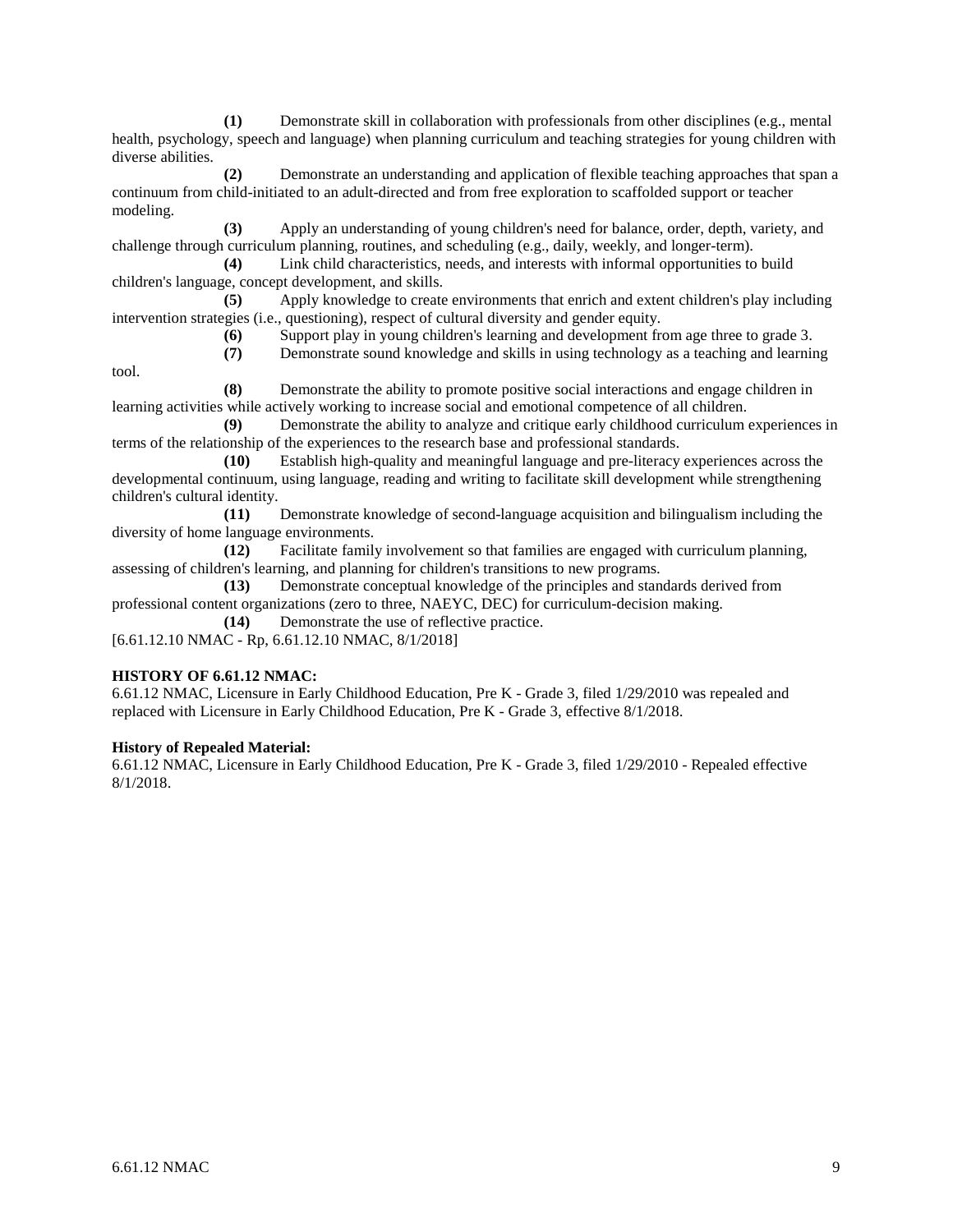**(1)** Demonstrate skill in collaboration with professionals from other disciplines (e.g., mental health, psychology, speech and language) when planning curriculum and teaching strategies for young children with diverse abilities.

**(2)** Demonstrate an understanding and application of flexible teaching approaches that span a continuum from child-initiated to an adult-directed and from free exploration to scaffolded support or teacher modeling.

**(3)** Apply an understanding of young children's need for balance, order, depth, variety, and challenge through curriculum planning, routines, and scheduling (e.g., daily, weekly, and longer-term).

**(4)** Link child characteristics, needs, and interests with informal opportunities to build children's language, concept development, and skills.

**(5)** Apply knowledge to create environments that enrich and extent children's play including intervention strategies (i.e., questioning), respect of cultural diversity and gender equity.

**(6)** Support play in young children's learning and development from age three to grade 3.

**(7)** Demonstrate sound knowledge and skills in using technology as a teaching and learning tool.

**(8)** Demonstrate the ability to promote positive social interactions and engage children in learning activities while actively working to increase social and emotional competence of all children.

**(9)** Demonstrate the ability to analyze and critique early childhood curriculum experiences in terms of the relationship of the experiences to the research base and professional standards.

**(10)** Establish high-quality and meaningful language and pre-literacy experiences across the developmental continuum, using language, reading and writing to facilitate skill development while strengthening children's cultural identity.

**(11)** Demonstrate knowledge of second-language acquisition and bilingualism including the diversity of home language environments.

**(12)** Facilitate family involvement so that families are engaged with curriculum planning, assessing of children's learning, and planning for children's transitions to new programs.

**(13)** Demonstrate conceptual knowledge of the principles and standards derived from professional content organizations (zero to three, NAEYC, DEC) for curriculum-decision making.

**(14)** Demonstrate the use of reflective practice.

[6.61.12.10 NMAC - Rp, 6.61.12.10 NMAC, 8/1/2018]

**HISTORY OF 6.61.12 NMAC:**

6.61.12 NMAC, Licensure in Early Childhood Education, Pre K - Grade 3, filed 1/29/2010 was repealed and replaced with Licensure in Early Childhood Education, Pre K - Grade 3, effective 8/1/2018.

**History of Repealed Material:**

6.61.12 NMAC, Licensure in Early Childhood Education, Pre K - Grade 3, filed 1/29/2010 - Repealed effective 8/1/2018.